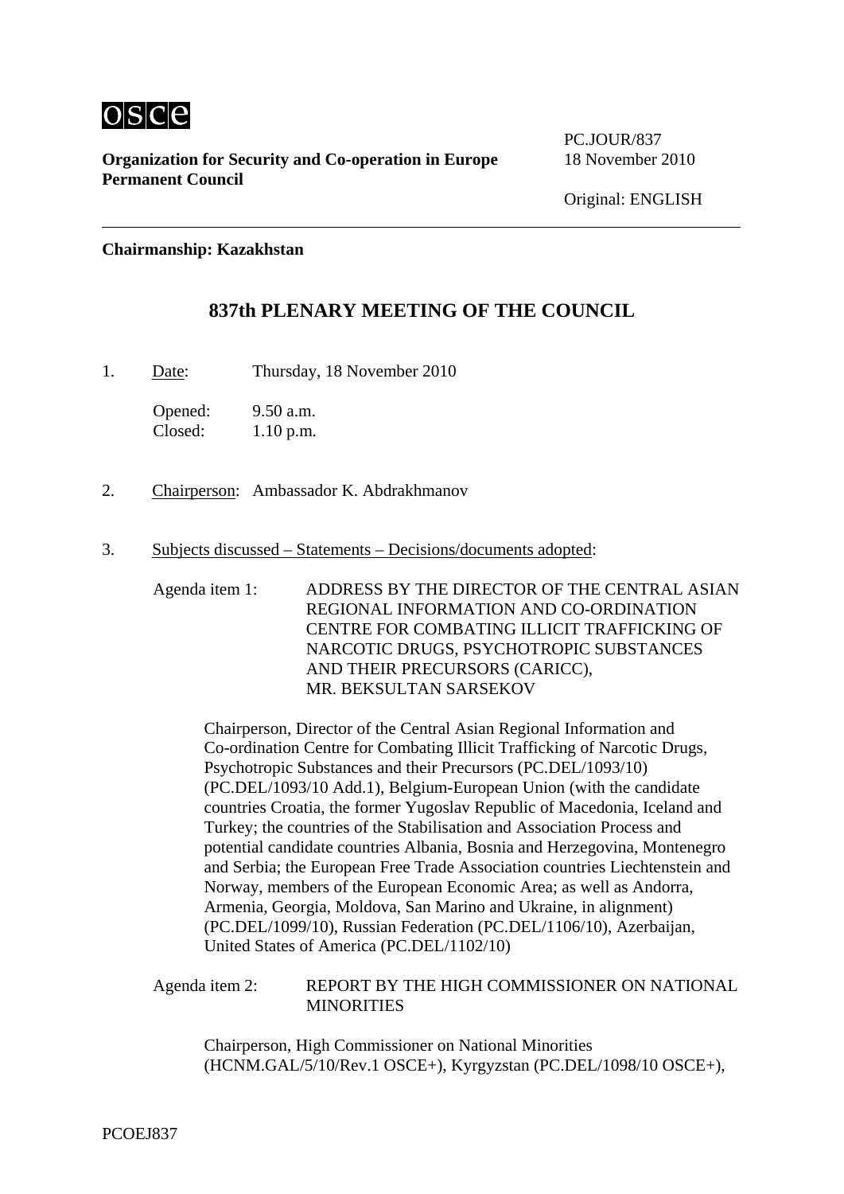OSCE

**Organization for Security and Co-operation in Europe**
**Permanent Council**

PC.JOUR/837
18 November 2010

Original: ENGLISH

**Chairmanship: Kazakhstan**

## 837th PLENARY MEETING OF THE COUNCIL

1. Date: Thursday, 18 November 2010

   Opened: 9.50 a.m.
   Closed: 1.10 p.m.

2. Chairperson: Ambassador K. Abdrakhmanov

3. Subjects discussed – Statements – Decisions/documents adopted:

   Agenda item 1: ADDRESS BY THE DIRECTOR OF THE CENTRAL ASIAN REGIONAL INFORMATION AND CO-ORDINATION CENTRE FOR COMBATING ILLICIT TRAFFICKING OF NARCOTIC DRUGS, PSYCHOTROPIC SUBSTANCES AND THEIR PRECURSORS (CARICC), MR. BEKSULTAN SARSEKOV

   Chairperson, Director of the Central Asian Regional Information and Co-ordination Centre for Combating Illicit Trafficking of Narcotic Drugs, Psychotropic Substances and their Precursors (PC.DEL/1093/10) (PC.DEL/1093/10 Add.1), Belgium-European Union (with the candidate countries Croatia, the former Yugoslav Republic of Macedonia, Iceland and Turkey; the countries of the Stabilisation and Association Process and potential candidate countries Albania, Bosnia and Herzegovina, Montenegro and Serbia; the European Free Trade Association countries Liechtenstein and Norway, members of the European Economic Area; as well as Andorra, Armenia, Georgia, Moldova, San Marino and Ukraine, in alignment) (PC.DEL/1099/10), Russian Federation (PC.DEL/1106/10), Azerbaijan, United States of America (PC.DEL/1102/10)

   Agenda item 2: REPORT BY THE HIGH COMMISSIONER ON NATIONAL MINORITIES

   Chairperson, High Commissioner on National Minorities (HCNM.GAL/5/10/Rev.1 OSCE+), Kyrgyzstan (PC.DEL/1098/10 OSCE+),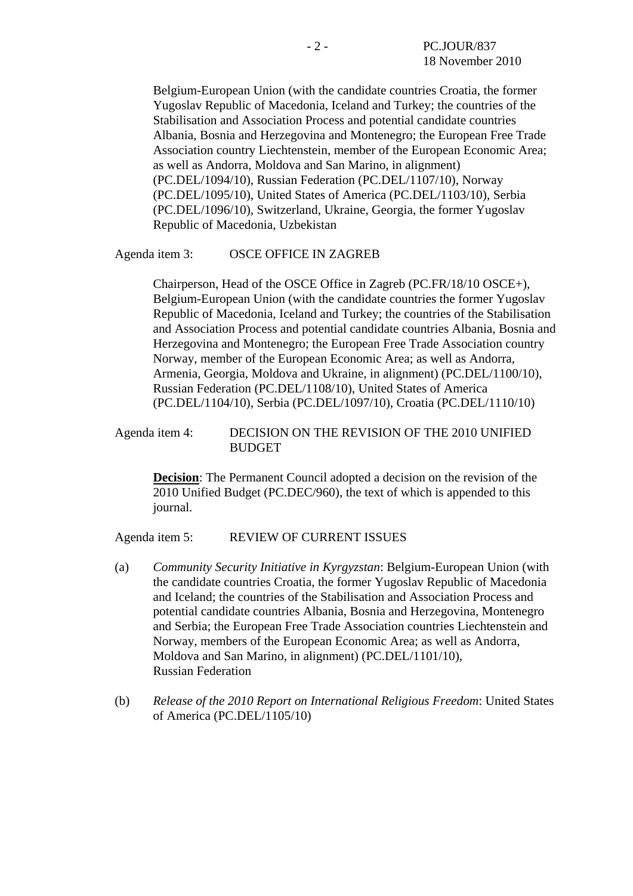Belgium-European Union (with the candidate countries Croatia, the former Yugoslav Republic of Macedonia, Iceland and Turkey; the countries of the Stabilisation and Association Process and potential candidate countries Albania, Bosnia and Herzegovina and Montenegro; the European Free Trade Association country Liechtenstein, member of the European Economic Area; as well as Andorra, Moldova and San Marino, in alignment) (PC.DEL/1094/10), Russian Federation (PC.DEL/1107/10), Norway (PC.DEL/1095/10), United States of America (PC.DEL/1103/10), Serbia (PC.DEL/1096/10), Switzerland, Ukraine, Georgia, the former Yugoslav Republic of Macedonia, Uzbekistan

Agenda item 3: OSCE OFFICE IN ZAGREB

Chairperson, Head of the OSCE Office in Zagreb (PC.FR/18/10 OSCE+), Belgium-European Union (with the candidate countries the former Yugoslav Republic of Macedonia, Iceland and Turkey; the countries of the Stabilisation and Association Process and potential candidate countries Albania, Bosnia and Herzegovina and Montenegro; the European Free Trade Association country Norway, member of the European Economic Area; as well as Andorra, Armenia, Georgia, Moldova and Ukraine, in alignment) (PC.DEL/1100/10), Russian Federation (PC.DEL/1108/10), United States of America (PC.DEL/1104/10), Serbia (PC.DEL/1097/10), Croatia (PC.DEL/1110/10)

Agenda item 4: DECISION ON THE REVISION OF THE 2010 UNIFIED BUDGET

**Decision**: The Permanent Council adopted a decision on the revision of the 2010 Unified Budget (PC.DEC/960), the text of which is appended to this journal.

Agenda item 5: REVIEW OF CURRENT ISSUES

(a) *Community Security Initiative in Kyrgyzstan*: Belgium-European Union (with the candidate countries Croatia, the former Yugoslav Republic of Macedonia and Iceland; the countries of the Stabilisation and Association Process and potential candidate countries Albania, Bosnia and Herzegovina, Montenegro and Serbia; the European Free Trade Association countries Liechtenstein and Norway, members of the European Economic Area; as well as Andorra, Moldova and San Marino, in alignment) (PC.DEL/1101/10), Russian Federation

(b) *Release of the 2010 Report on International Religious Freedom*: United States of America (PC.DEL/1105/10)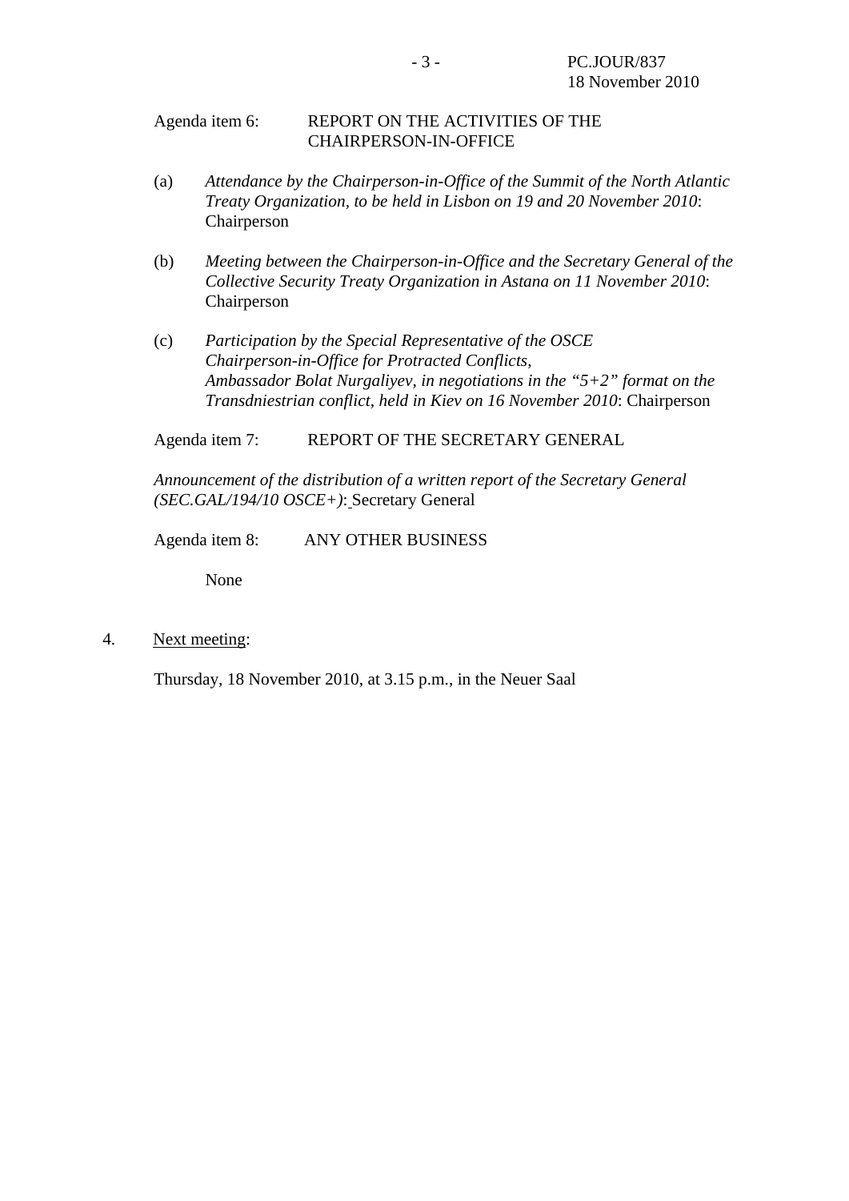Agenda item 6: REPORT ON THE ACTIVITIES OF THE CHAIRPERSON-IN-OFFICE

(a) *Attendance by the Chairperson-in-Office of the Summit of the North Atlantic Treaty Organization, to be held in Lisbon on 19 and 20 November 2010*: Chairperson

(b) *Meeting between the Chairperson-in-Office and the Secretary General of the Collective Security Treaty Organization in Astana on 11 November 2010*: Chairperson

(c) *Participation by the Special Representative of the OSCE Chairperson-in-Office for Protracted Conflicts, Ambassador Bolat Nurgaliyev, in negotiations in the "5+2" format on the Transdniestrian conflict, held in Kiev on 16 November 2010*: Chairperson

Agenda item 7: REPORT OF THE SECRETARY GENERAL

*Announcement of the distribution of a written report of the Secretary General (SEC.GAL/194/10 OSCE+)*: Secretary General

Agenda item 8: ANY OTHER BUSINESS

None

4. Next meeting:

Thursday, 18 November 2010, at 3.15 p.m., in the Neuer Saal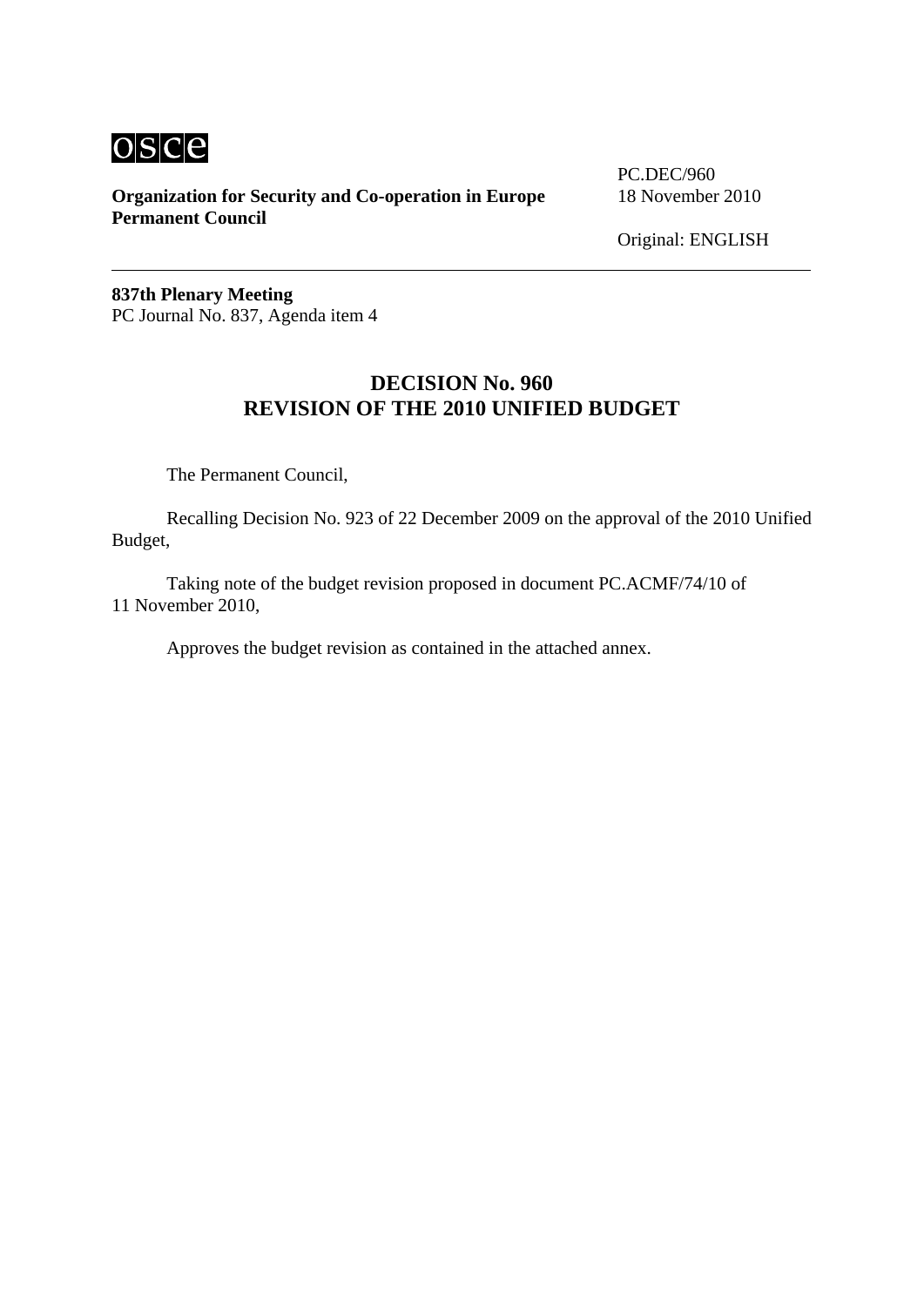osce

**Organization for Security and Co-operation in Europe**
**Permanent Council**

PC.DEC/960
18 November 2010

Original: ENGLISH

---

**837th Plenary Meeting**
PC Journal No. 837, Agenda item 4

## DECISION No. 960
## REVISION OF THE 2010 UNIFIED BUDGET

The Permanent Council,

Recalling Decision No. 923 of 22 December 2009 on the approval of the 2010 Unified Budget,

Taking note of the budget revision proposed in document PC.ACMF/74/10 of 11 November 2010,

Approves the budget revision as contained in the attached annex.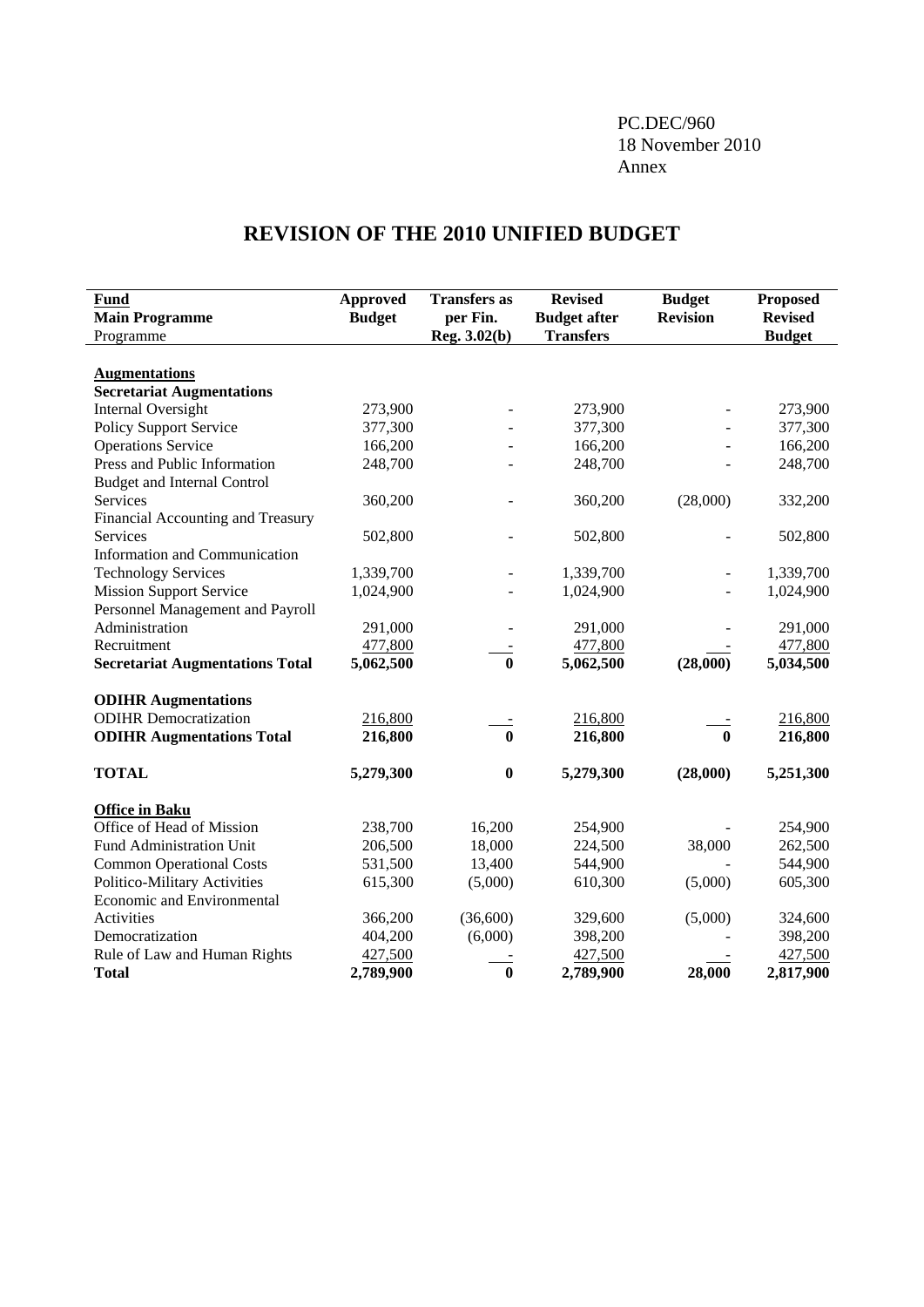PC.DEC/960
18 November 2010
Annex

# REVISION OF THE 2010 UNIFIED BUDGET

| Fund<br>Main Programme<br>Programme | Approved Budget | Transfers as per Fin. Reg. 3.02(b) | Revised Budget after Transfers | Budget Revision | Proposed Revised Budget |
|---|---|---|---|---|---|
| **Augmentations** | | | | | |
| **Secretariat Augmentations** | | | | | |
| Internal Oversight | 273,900 | - | 273,900 | - | 273,900 |
| Policy Support Service | 377,300 | - | 377,300 | - | 377,300 |
| Operations Service | 166,200 | - | 166,200 | - | 166,200 |
| Press and Public Information | 248,700 | - | 248,700 | - | 248,700 |
| Budget and Internal Control Services | 360,200 | - | 360,200 | (28,000) | 332,200 |
| Financial Accounting and Treasury Services | 502,800 | - | 502,800 | - | 502,800 |
| Information and Communication Technology Services | 1,339,700 | - | 1,339,700 | - | 1,339,700 |
| Mission Support Service | 1,024,900 | - | 1,024,900 | - | 1,024,900 |
| Personnel Management and Payroll Administration | 291,000 | - | 291,000 | - | 291,000 |
| Recruitment | 477,800 | - | 477,800 | - | 477,800 |
| **Secretariat Augmentations Total** | **5,062,500** | **0** | **5,062,500** | **(28,000)** | **5,034,500** |
| **ODIHR Augmentations** | | | | | |
| ODIHR Democratization | 216,800 | - | 216,800 | - | 216,800 |
| **ODIHR Augmentations Total** | **216,800** | **0** | **216,800** | **0** | **216,800** |
| **TOTAL** | **5,279,300** | **0** | **5,279,300** | **(28,000)** | **5,251,300** |
| **Office in Baku** | | | | | |
| Office of Head of Mission | 238,700 | 16,200 | 254,900 | - | 254,900 |
| Fund Administration Unit | 206,500 | 18,000 | 224,500 | 38,000 | 262,500 |
| Common Operational Costs | 531,500 | 13,400 | 544,900 | - | 544,900 |
| Politico-Military Activities | 615,300 | (5,000) | 610,300 | (5,000) | 605,300 |
| Economic and Environmental Activities | 366,200 | (36,600) | 329,600 | (5,000) | 324,600 |
| Democratization | 404,200 | (6,000) | 398,200 | - | 398,200 |
| Rule of Law and Human Rights | 427,500 | - | 427,500 | - | 427,500 |
| **Total** | **2,789,900** | **0** | **2,789,900** | **28,000** | **2,817,900** |